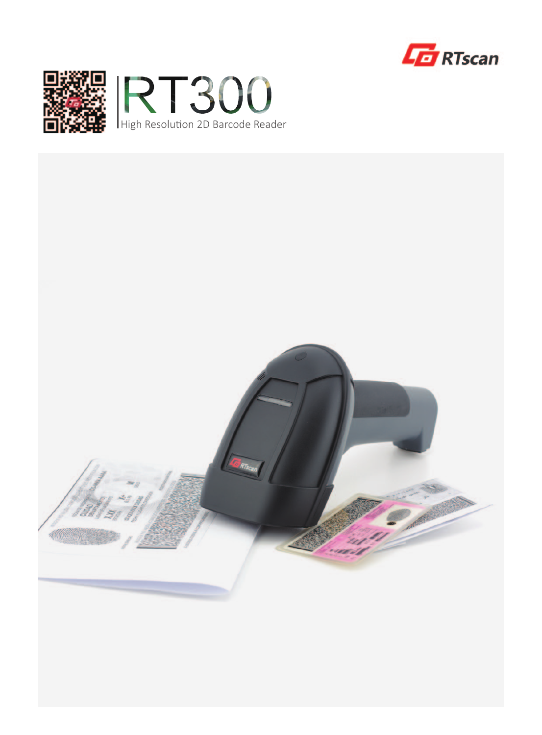RTscan

# RT300

High Resolution 2D Barcode Reader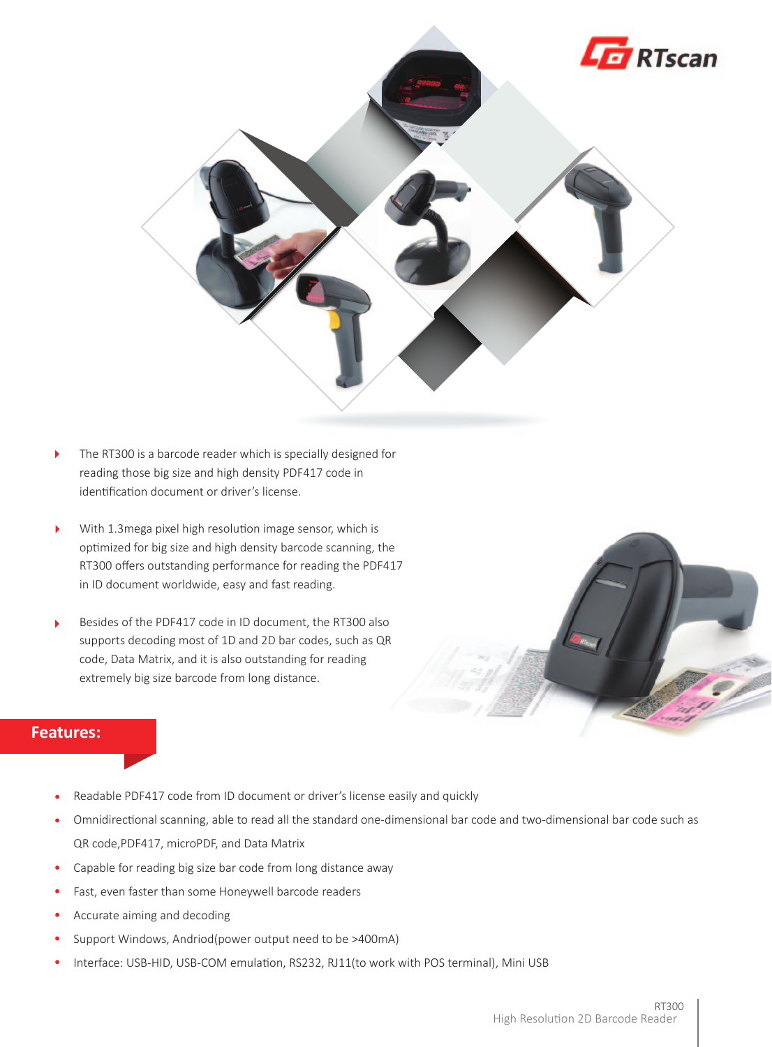- The RT300 is a barcode reader which is specially designed for reading those big size and high density PDF417 code in identification document or driver's license.

- With 1.3mega pixel high resolution image sensor, which is optimized for big size and high density barcode scanning, the RT300 offers outstanding performance for reading the PDF417 in ID document worldwide, easy and fast reading.

- Besides of the PDF417 code in ID document, the RT300 also supports decoding most of 1D and 2D bar codes, such as QR code, Data Matrix, and it is also outstanding for reading extremely big size barcode from long distance.

## Features:

- Readable PDF417 code from ID document or driver's license easily and quickly
- Omnidirectional scanning, able to read all the standard one-dimensional bar code and two-dimensional bar code such as QR code,PDF417, microPDF, and Data Matrix
- Capable for reading big size bar code from long distance away
- Fast, even faster than some Honeywell barcode readers
- Accurate aiming and decoding
- Support Windows, Andriod(power output need to be >400mA)
- Interface: USB-HID, USB-COM emulation, RS232, RJ11(to work with POS terminal), Mini USB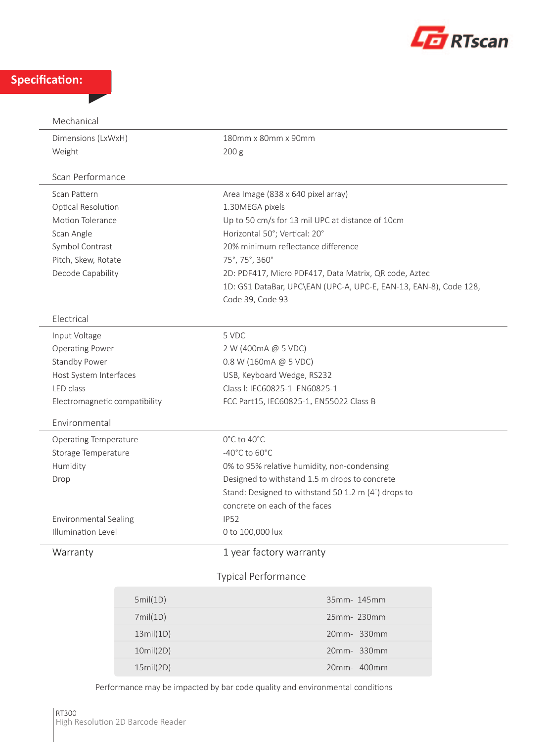## Specification:

### Mechanical

| | |
|---|---|
| Dimensions (LxWxH) | 180mm x 80mm x 90mm |
| Weight | 200 g |

### Scan Performance

| | |
|---|---|
| Scan Pattern | Area Image (838 x 640 pixel array) |
| Optical Resolution | 1.30MEGA pixels |
| Motion Tolerance | Up to 50 cm/s for 13 mil UPC at distance of 10cm |
| Scan Angle | Horizontal 50°; Vertical: 20° |
| Symbol Contrast | 20% minimum reflectance difference |
| Pitch, Skew, Rotate | 75°, 75°, 360° |
| Decode Capability | 2D: PDF417, Micro PDF417, Data Matrix, QR code, Aztec<br>1D: GS1 DataBar, UPC\EAN (UPC-A, UPC-E, EAN-13, EAN-8), Code 128, Code 39, Code 93 |

### Electrical

| | |
|---|---|
| Input Voltage | 5 VDC |
| Operating Power | 2 W (400mA @ 5 VDC) |
| Standby Power | 0.8 W (160mA @ 5 VDC) |
| Host System Interfaces | USB, Keyboard Wedge, RS232 |
| LED class | Class l: IEC60825-1 EN60825-1 |
| Electromagnetic compatibility | FCC Part15, IEC60825-1, EN55022 Class B |

### Environmental

| | |
|---|---|
| Operating Temperature | 0°C to 40°C |
| Storage Temperature | -40°C to 60°C |
| Humidity | 0% to 95% relative humidity, non-condensing |
| Drop | Designed to withstand 1.5 m drops to concrete<br>Stand: Designed to withstand 50 1.2 m (4´) drops to concrete on each of the faces |
| Environmental Sealing | IP52 |
| Illumination Level | 0 to 100,000 lux |

| | |
|---|---|
| Warranty | 1 year factory warranty |

### Typical Performance

| | |
|---|---|
| 5mil(1D) | 35mm- 145mm |
| 7mil(1D) | 25mm- 230mm |
| 13mil(1D) | 20mm- 330mm |
| 10mil(2D) | 20mm- 330mm |
| 15mil(2D) | 20mm- 400mm |

Performance may be impacted by bar code quality and environmental conditions